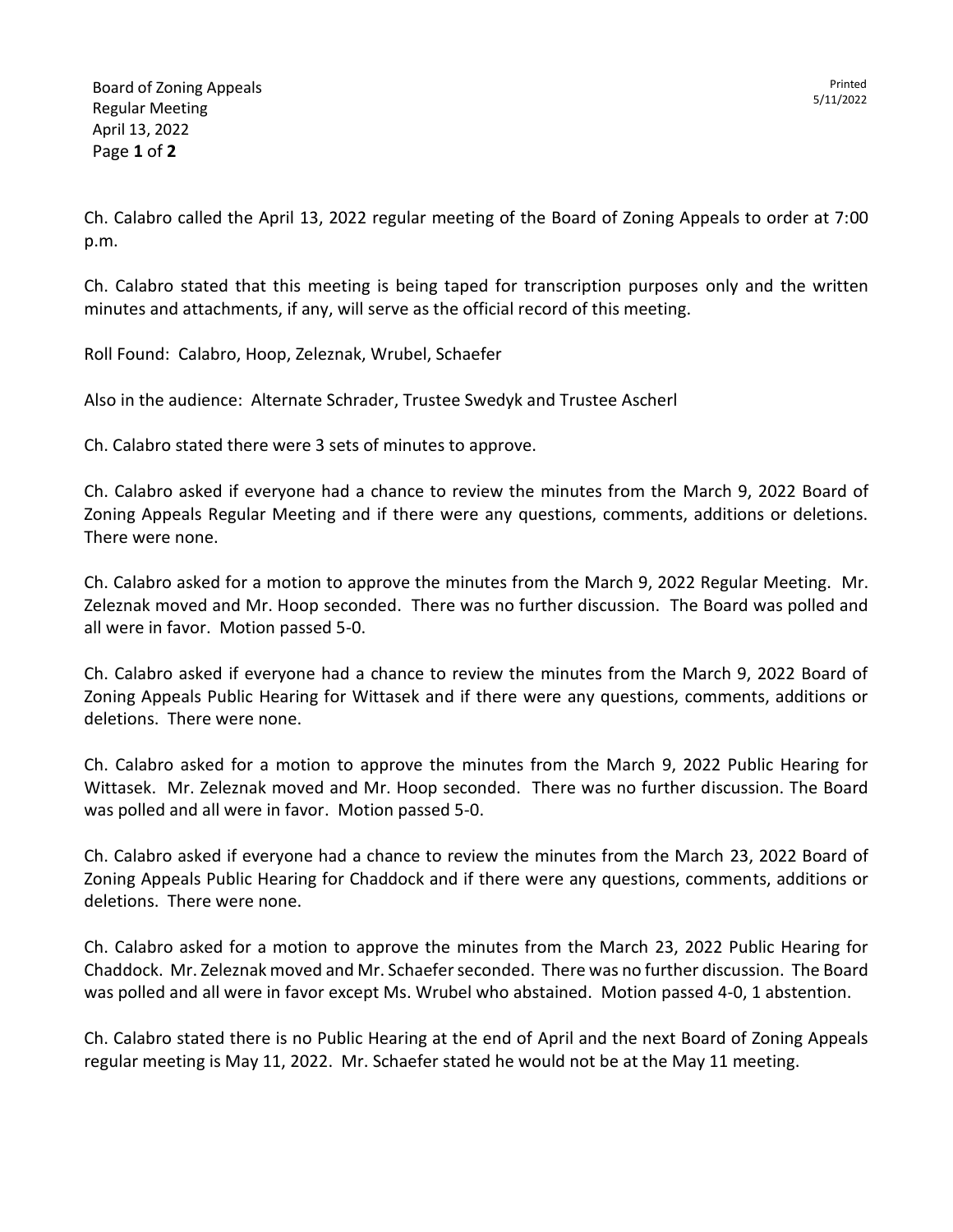Ch. Calabro called the April 13, 2022 regular meeting of the Board of Zoning Appeals to order at 7:00 p.m.

Ch. Calabro stated that this meeting is being taped for transcription purposes only and the written minutes and attachments, if any, will serve as the official record of this meeting.

Roll Found: Calabro, Hoop, Zeleznak, Wrubel, Schaefer

Also in the audience: Alternate Schrader, Trustee Swedyk and Trustee Ascherl

Ch. Calabro stated there were 3 sets of minutes to approve.

Ch. Calabro asked if everyone had a chance to review the minutes from the March 9, 2022 Board of Zoning Appeals Regular Meeting and if there were any questions, comments, additions or deletions. There were none.

Ch. Calabro asked for a motion to approve the minutes from the March 9, 2022 Regular Meeting. Mr. Zeleznak moved and Mr. Hoop seconded. There was no further discussion. The Board was polled and all were in favor. Motion passed 5-0.

Ch. Calabro asked if everyone had a chance to review the minutes from the March 9, 2022 Board of Zoning Appeals Public Hearing for Wittasek and if there were any questions, comments, additions or deletions. There were none.

Ch. Calabro asked for a motion to approve the minutes from the March 9, 2022 Public Hearing for Wittasek. Mr. Zeleznak moved and Mr. Hoop seconded. There was no further discussion. The Board was polled and all were in favor. Motion passed 5-0.

Ch. Calabro asked if everyone had a chance to review the minutes from the March 23, 2022 Board of Zoning Appeals Public Hearing for Chaddock and if there were any questions, comments, additions or deletions. There were none.

Ch. Calabro asked for a motion to approve the minutes from the March 23, 2022 Public Hearing for Chaddock. Mr. Zeleznak moved and Mr. Schaefer seconded. There was no further discussion. The Board was polled and all were in favor except Ms. Wrubel who abstained. Motion passed 4-0, 1 abstention.

Ch. Calabro stated there is no Public Hearing at the end of April and the next Board of Zoning Appeals regular meeting is May 11, 2022. Mr. Schaefer stated he would not be at the May 11 meeting.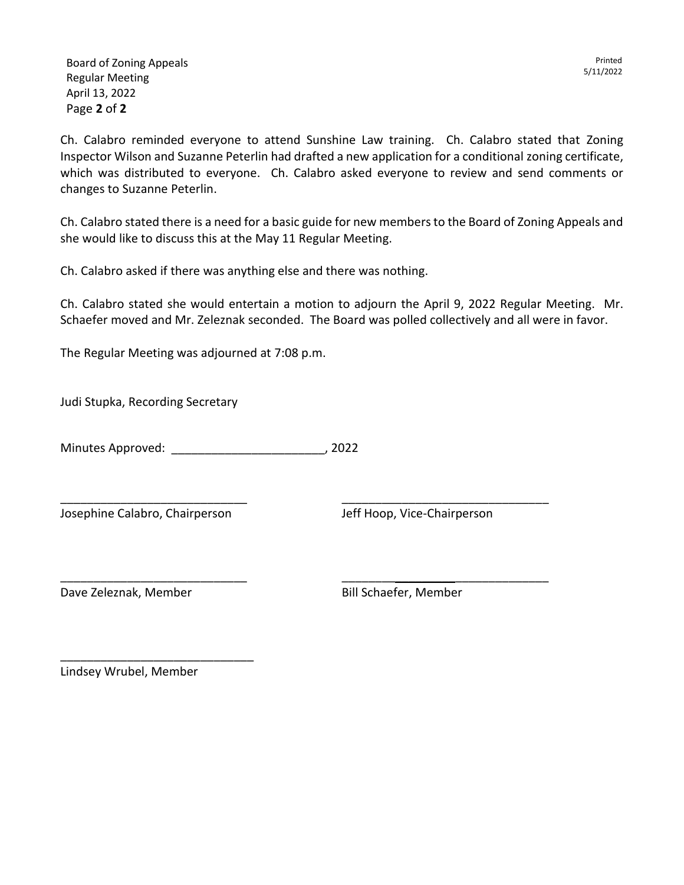Ch. Calabro reminded everyone to attend Sunshine Law training. Ch. Calabro stated that Zoning Inspector Wilson and Suzanne Peterlin had drafted a new application for a conditional zoning certificate, which was distributed to everyone. Ch. Calabro asked everyone to review and send comments or changes to Suzanne Peterlin.

Ch. Calabro stated there is a need for a basic guide for new members to the Board of Zoning Appeals and she would like to discuss this at the May 11 Regular Meeting.

Ch. Calabro asked if there was anything else and there was nothing.

Ch. Calabro stated she would entertain a motion to adjourn the April 9, 2022 Regular Meeting. Mr. Schaefer moved and Mr. Zeleznak seconded. The Board was polled collectively and all were in favor.

The Regular Meeting was adjourned at 7:08 p.m.

Judi Stupka, Recording Secretary

Minutes Approved: ______________________, 2022

____________________________ Josephine Calabro, Chairperson

____________________________ Jeff Hoop, Vice-Chairperson

____________________________ Dave Zeleznak, Member

____________________________ Bill Schaefer, Member

____________________________ Lindsey Wrubel, Member